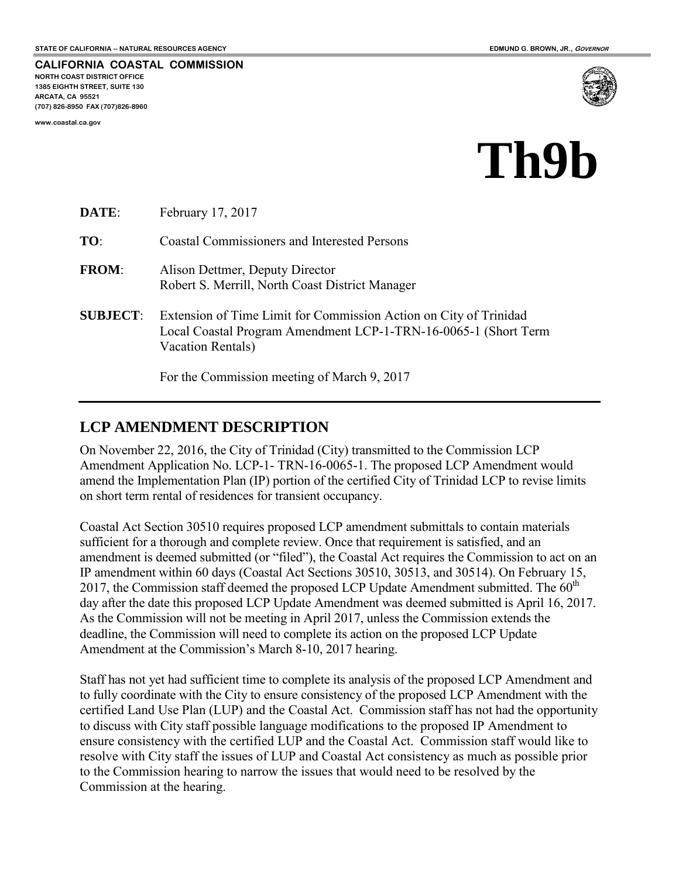STATE OF CALIFORNIA -- NATURAL RESOURCES AGENCY

EDMUND G. BROWN, JR., *GOVERNOR*

**CALIFORNIA COASTAL COMMISSION**
NORTH COAST DISTRICT OFFICE
1385 EIGHTH STREET, SUITE 130
ARCATA, CA 95521
(707) 826-8950 FAX (707)826-8960

www.coastal.ca.gov

# Th9b

**DATE**: February 17, 2017

**TO**: Coastal Commissioners and Interested Persons

**FROM**: Alison Dettmer, Deputy Director
Robert S. Merrill, North Coast District Manager

**SUBJECT**: Extension of Time Limit for Commission Action on City of Trinidad Local Coastal Program Amendment LCP-1-TRN-16-0065-1 (Short Term Vacation Rentals)

For the Commission meeting of March 9, 2017

## LCP AMENDMENT DESCRIPTION

On November 22, 2016, the City of Trinidad (City) transmitted to the Commission LCP Amendment Application No. LCP-1- TRN-16-0065-1. The proposed LCP Amendment would amend the Implementation Plan (IP) portion of the certified City of Trinidad LCP to revise limits on short term rental of residences for transient occupancy.

Coastal Act Section 30510 requires proposed LCP amendment submittals to contain materials sufficient for a thorough and complete review. Once that requirement is satisfied, and an amendment is deemed submitted (or "filed"), the Coastal Act requires the Commission to act on an IP amendment within 60 days (Coastal Act Sections 30510, 30513, and 30514). On February 15, 2017, the Commission staff deemed the proposed LCP Update Amendment submitted. The 60th day after the date this proposed LCP Update Amendment was deemed submitted is April 16, 2017. As the Commission will not be meeting in April 2017, unless the Commission extends the deadline, the Commission will need to complete its action on the proposed LCP Update Amendment at the Commission's March 8-10, 2017 hearing.

Staff has not yet had sufficient time to complete its analysis of the proposed LCP Amendment and to fully coordinate with the City to ensure consistency of the proposed LCP Amendment with the certified Land Use Plan (LUP) and the Coastal Act. Commission staff has not had the opportunity to discuss with City staff possible language modifications to the proposed IP Amendment to ensure consistency with the certified LUP and the Coastal Act. Commission staff would like to resolve with City staff the issues of LUP and Coastal Act consistency as much as possible prior to the Commission hearing to narrow the issues that would need to be resolved by the Commission at the hearing.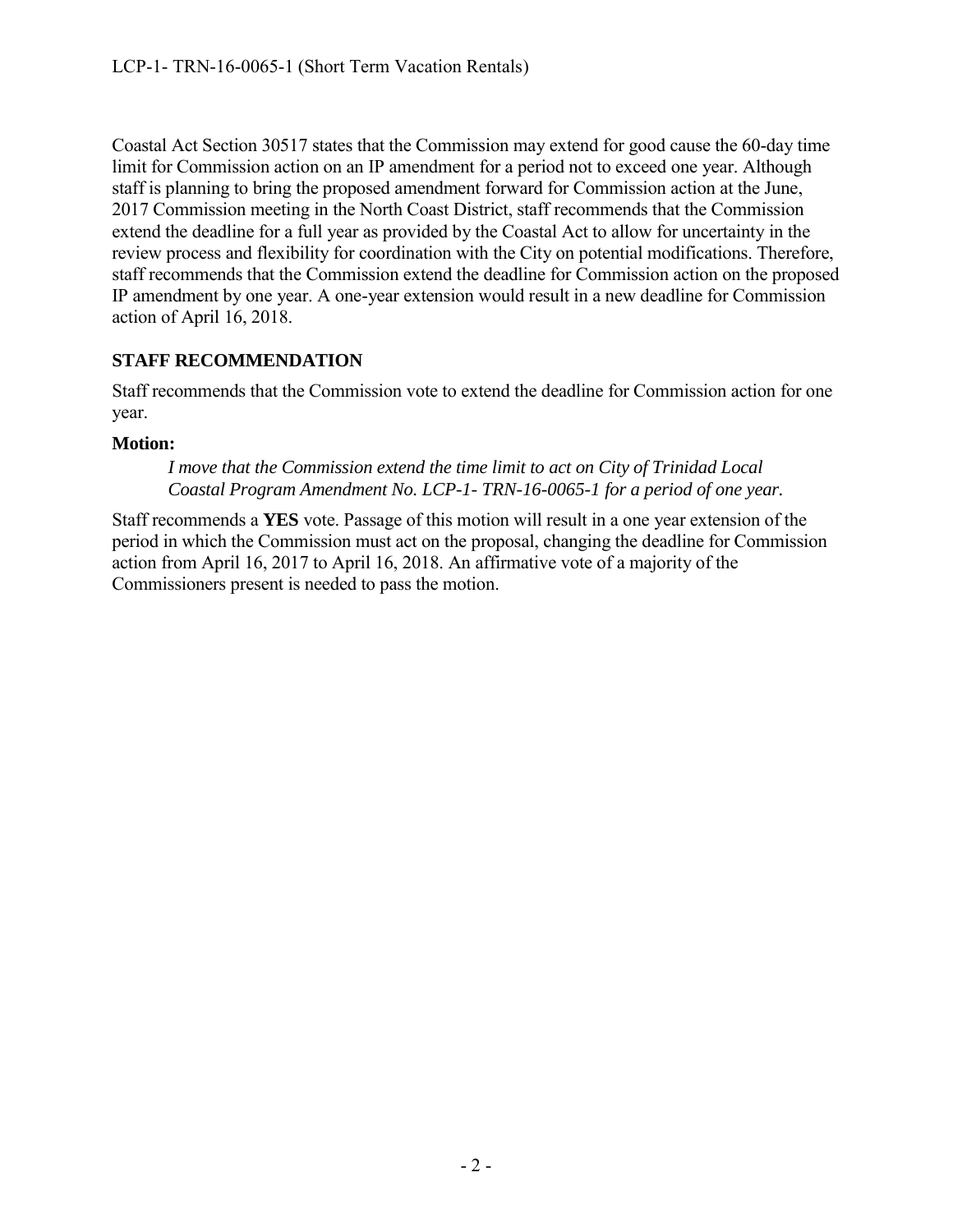Coastal Act Section 30517 states that the Commission may extend for good cause the 60-day time limit for Commission action on an IP amendment for a period not to exceed one year. Although staff is planning to bring the proposed amendment forward for Commission action at the June, 2017 Commission meeting in the North Coast District, staff recommends that the Commission extend the deadline for a full year as provided by the Coastal Act to allow for uncertainty in the review process and flexibility for coordination with the City on potential modifications. Therefore, staff recommends that the Commission extend the deadline for Commission action on the proposed IP amendment by one year. A one-year extension would result in a new deadline for Commission action of April 16, 2018.

## STAFF RECOMMENDATION

Staff recommends that the Commission vote to extend the deadline for Commission action for one year.

**Motion:**

> *I move that the Commission extend the time limit to act on City of Trinidad Local Coastal Program Amendment No. LCP-1- TRN-16-0065-1 for a period of one year.*

Staff recommends a **YES** vote. Passage of this motion will result in a one year extension of the period in which the Commission must act on the proposal, changing the deadline for Commission action from April 16, 2017 to April 16, 2018. An affirmative vote of a majority of the Commissioners present is needed to pass the motion.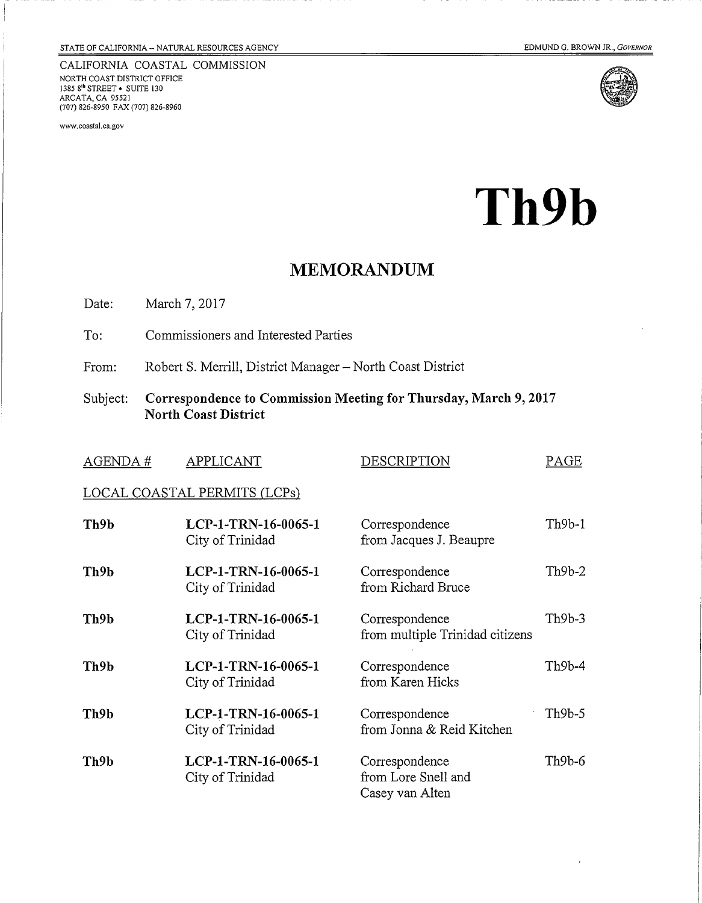STATE OF CALIFORNIA – NATURAL RESOURCES AGENCY

EDMUND G. BROWN JR., *GOVERNOR*

CALIFORNIA COASTAL COMMISSION
NORTH COAST DISTRICT OFFICE
1385 8th STREET • SUITE 130
ARCATA, CA 95521
(707) 826-8950 FAX (707) 826-8960

www.coastal.ca.gov

# Th9b

## MEMORANDUM

Date: March 7, 2017

To: Commissioners and Interested Parties

From: Robert S. Merrill, District Manager – North Coast District

Subject: **Correspondence to Commission Meeting for Thursday, March 9, 2017 North Coast District**

| AGENDA # | APPLICANT | DESCRIPTION | PAGE |
|---|---|---|---|
| LOCAL COASTAL PERMITS (LCPs) | | | |
| **Th9b** | **LCP-1-TRN-16-0065-1** City of Trinidad | Correspondence from Jacques J. Beaupre | Th9b-1 |
| **Th9b** | **LCP-1-TRN-16-0065-1** City of Trinidad | Correspondence from Richard Bruce | Th9b-2 |
| **Th9b** | **LCP-1-TRN-16-0065-1** City of Trinidad | Correspondence from multiple Trinidad citizens | Th9b-3 |
| **Th9b** | **LCP-1-TRN-16-0065-1** City of Trinidad | Correspondence from Karen Hicks | Th9b-4 |
| **Th9b** | **LCP-1-TRN-16-0065-1** City of Trinidad | Correspondence from Jonna & Reid Kitchen | Th9b-5 |
| **Th9b** | **LCP-1-TRN-16-0065-1** City of Trinidad | Correspondence from Lore Snell and Casey van Alten | Th9b-6 |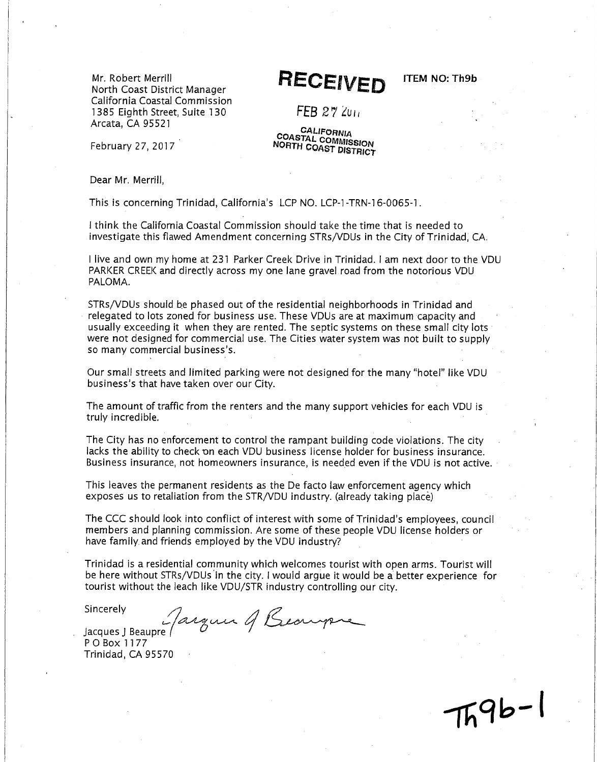Mr. Robert Merrill
North Coast District Manager
California Coastal Commission
1385 Eighth Street, Suite 130
Arcata, CA 95521

**RECEIVED**

FEB 27 2017

CALIFORNIA
COASTAL COMMISSION
NORTH COAST DISTRICT

ITEM NO: Th9b

February 27, 2017

Dear Mr. Merrill,

This is concerning Trinidad, California's LCP NO. LCP-1-TRN-16-0065-1.

I think the California Coastal Commission should take the time that is needed to investigate this flawed Amendment concerning STRs/VDUs in the City of Trinidad, CA.

I live and own my home at 231 Parker Creek Drive in Trinidad. I am next door to the VDU PARKER CREEK and directly across my one lane gravel road from the notorious VDU PALOMA.

STRs/VDUs should be phased out of the residential neighborhoods in Trinidad and relegated to lots zoned for business use. These VDUs are at maximum capacity and usually exceeding it when they are rented. The septic systems on these small city lots were not designed for commercial use. The Cities water system was not built to supply so many commercial business's.

Our small streets and limited parking were not designed for the many "hotel" like VDU business's that have taken over our City.

The amount of traffic from the renters and the many support vehicles for each VDU is truly incredible.

The City has no enforcement to control the rampant building code violations. The city lacks the ability to check on each VDU business license holder for business insurance. Business insurance, not homeowners insurance, is needed even if the VDU is not active.

This leaves the permanent residents as the De facto law enforcement agency which exposes us to retaliation from the STR/VDU industry. (already taking place)

The CCC should look into conflict of interest with some of Trinidad's employees, council members and planning commission. Are some of these people VDU license holders or have family and friends employed by the VDU industry?

Trinidad is a residential community which welcomes tourist with open arms. Tourist will be here without STRs/VDUs in the city. I would argue it would be a better experience for tourist without the leach like VDU/STR industry controlling our city.

Sincerely

*Jacques J Beaupre*

Jacques J Beaupre
P O Box 1177
Trinidad, CA 95570

Th9b-1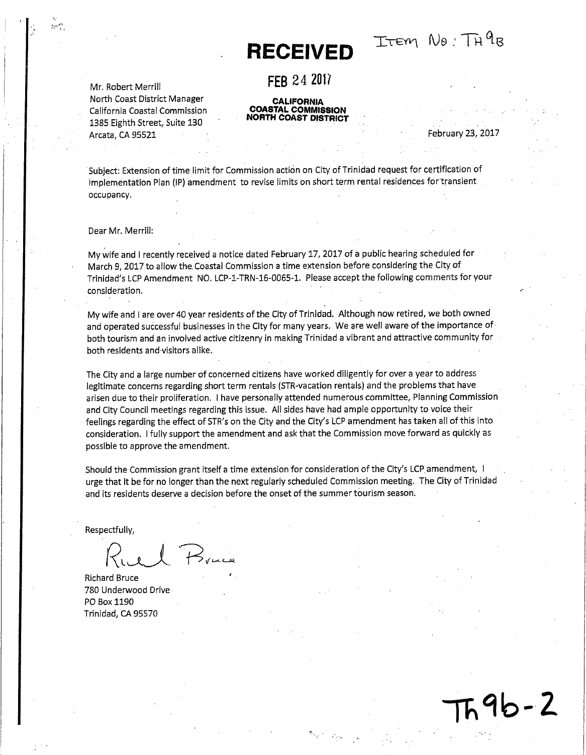**RECEIVED**

FEB 24 2017

**CALIFORNIA COASTAL COMMISSION NORTH COAST DISTRICT**

ITEM NO: TH 9B

Mr. Robert Merrill
North Coast District Manager
California Coastal Commission
1385 Eighth Street, Suite 130
Arcata, CA 95521

February 23, 2017

Subject: Extension of time limit for Commission action on City of Trinidad request for certification of Implementation Plan (IP) amendment to revise limits on short term rental residences for transient occupancy.

Dear Mr. Merrill:

My wife and I recently received a notice dated February 17, 2017 of a public hearing scheduled for March 9, 2017 to allow the Coastal Commission a time extension before considering the City of Trinidad's LCP Amendment NO. LCP-1-TRN-16-0065-1. Please accept the following comments for your consideration.

My wife and I are over 40 year residents of the City of Trinidad. Although now retired, we both owned and operated successful businesses in the City for many years. We are well aware of the importance of both tourism and an involved active citizenry in making Trinidad a vibrant and attractive community for both residents and visitors alike.

The City and a large number of concerned citizens have worked diligently for over a year to address legitimate concerns regarding short term rentals (STR-vacation rentals) and the problems that have arisen due to their proliferation. I have personally attended numerous committee, Planning Commission and City Council meetings regarding this issue. All sides have had ample opportunity to voice their feelings regarding the effect of STR's on the City and the City's LCP amendment has taken all of this into consideration. I fully support the amendment and ask that the Commission move forward as quickly as possible to approve the amendment.

Should the Commission grant itself a time extension for consideration of the City's LCP amendment, I urge that it be for no longer than the next regularly scheduled Commission meeting. The City of Trinidad and its residents deserve a decision before the onset of the summer tourism season.

Respectfully,

Richard Bruce

Richard Bruce
780 Underwood Drive
PO Box 1190
Trinidad, CA 95570

Th9b-2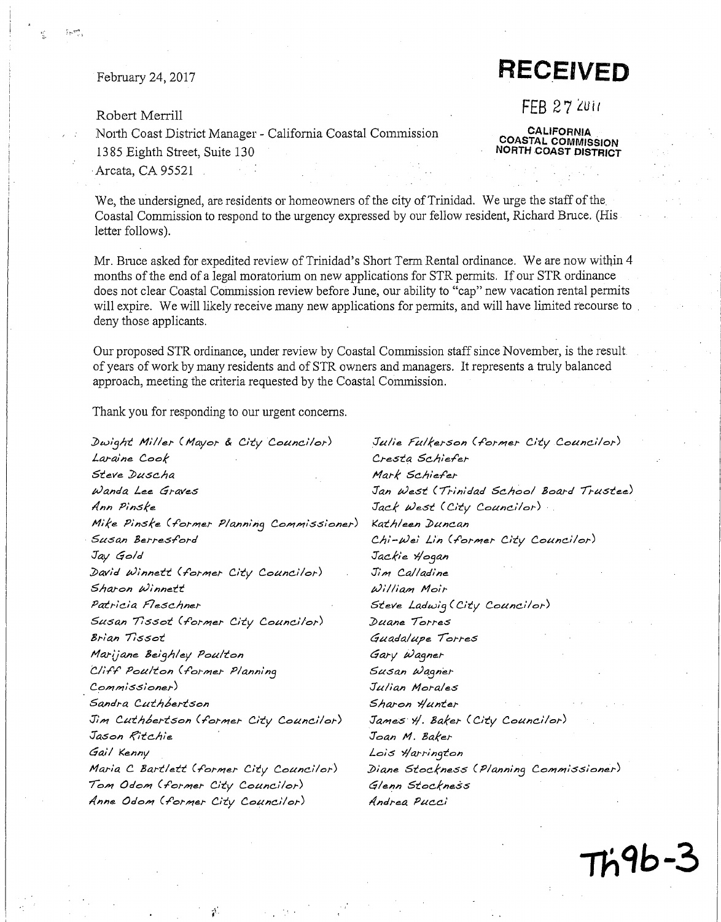February 24, 2017

**RECEIVED**

FEB 27 2017

CALIFORNIA
COASTAL COMMISSION
NORTH COAST DISTRICT

Robert Merrill
North Coast District Manager - California Coastal Commission
1385 Eighth Street, Suite 130
Arcata, CA 95521

We, the undersigned, are residents or homeowners of the city of Trinidad. We urge the staff of the Coastal Commission to respond to the urgency expressed by our fellow resident, Richard Bruce. (His letter follows).

Mr. Bruce asked for expedited review of Trinidad's Short Term Rental ordinance. We are now within 4 months of the end of a legal moratorium on new applications for STR permits. If our STR ordinance does not clear Coastal Commission review before June, our ability to "cap" new vacation rental permits will expire. We will likely receive many new applications for permits, and will have limited recourse to deny those applicants.

Our proposed STR ordinance, under review by Coastal Commission staff since November, is the result of years of work by many residents and of STR owners and managers. It represents a truly balanced approach, meeting the criteria requested by the Coastal Commission.

Thank you for responding to our urgent concerns.

Dwight Miller (Mayor & City Councilor)
Laraine Cook
Steve Duscha
Wanda Lee Graves
Ann Pinske
Mike Pinske (former Planning Commissioner)
Susan Berresford
Jay Gold
David Winnett (former City Councilor)
Sharon Winnett
Patricia Fleschner
Susan Tissot (former City Councilor)
Brian Tissot
Marijane Beighley Poulton
Cliff Poulton (former Planning Commissioner)
Sandra Cuthbertson
Jim Cuthbertson (former City Councilor)
Jason Ritchie
Gail Kenny
Maria C Bartlett (former City Councilor)
Tom Odom (former City Councilor)
Anne Odom (former City Councilor)
Julie Fulkerson (former City Councilor)
Cresta Schiefer
Mark Schiefer
Jan West (Trinidad School Board Trustee)
Jack West (City Councilor)
Kathleen Duncan
Chi-Wei Lin (former City Councilor)
Jackie Hogan
Jim Calladine
William Moir
Steve Ladwig (City Councilor)
Duane Torres
Guadalupe Torres
Gary Wagner
Susan Wagner
Julian Morales
Sharon Hunter
James H. Baker (City Councilor)
Joan M. Baker
Lois Harrington
Diane Stockness (Planning Commissioner)
Glenn Stockness
Andrea Pucci

Th9b-3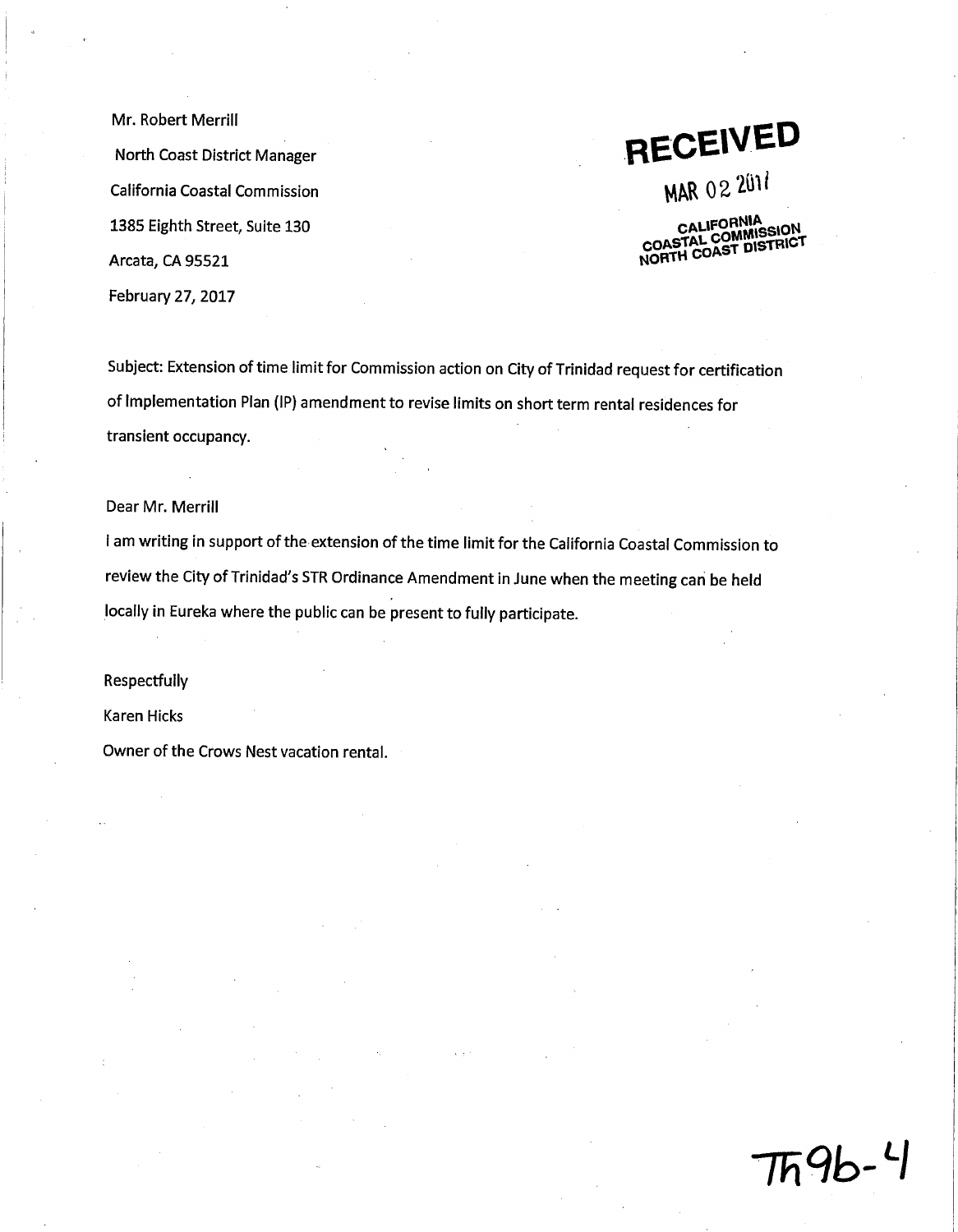Mr. Robert Merrill

North Coast District Manager

California Coastal Commission

1385 Eighth Street, Suite 130

Arcata, CA 95521

February 27, 2017

**RECEIVED**

MAR 02 2017

CALIFORNIA COASTAL COMMISSION NORTH COAST DISTRICT

Subject: Extension of time limit for Commission action on City of Trinidad request for certification of Implementation Plan (IP) amendment to revise limits on short term rental residences for transient occupancy.

Dear Mr. Merrill

I am writing in support of the extension of the time limit for the California Coastal Commission to review the City of Trinidad's STR Ordinance Amendment in June when the meeting can be held locally in Eureka where the public can be present to fully participate.

Respectfully

Karen Hicks

Owner of the Crows Nest vacation rental.

Th9b-4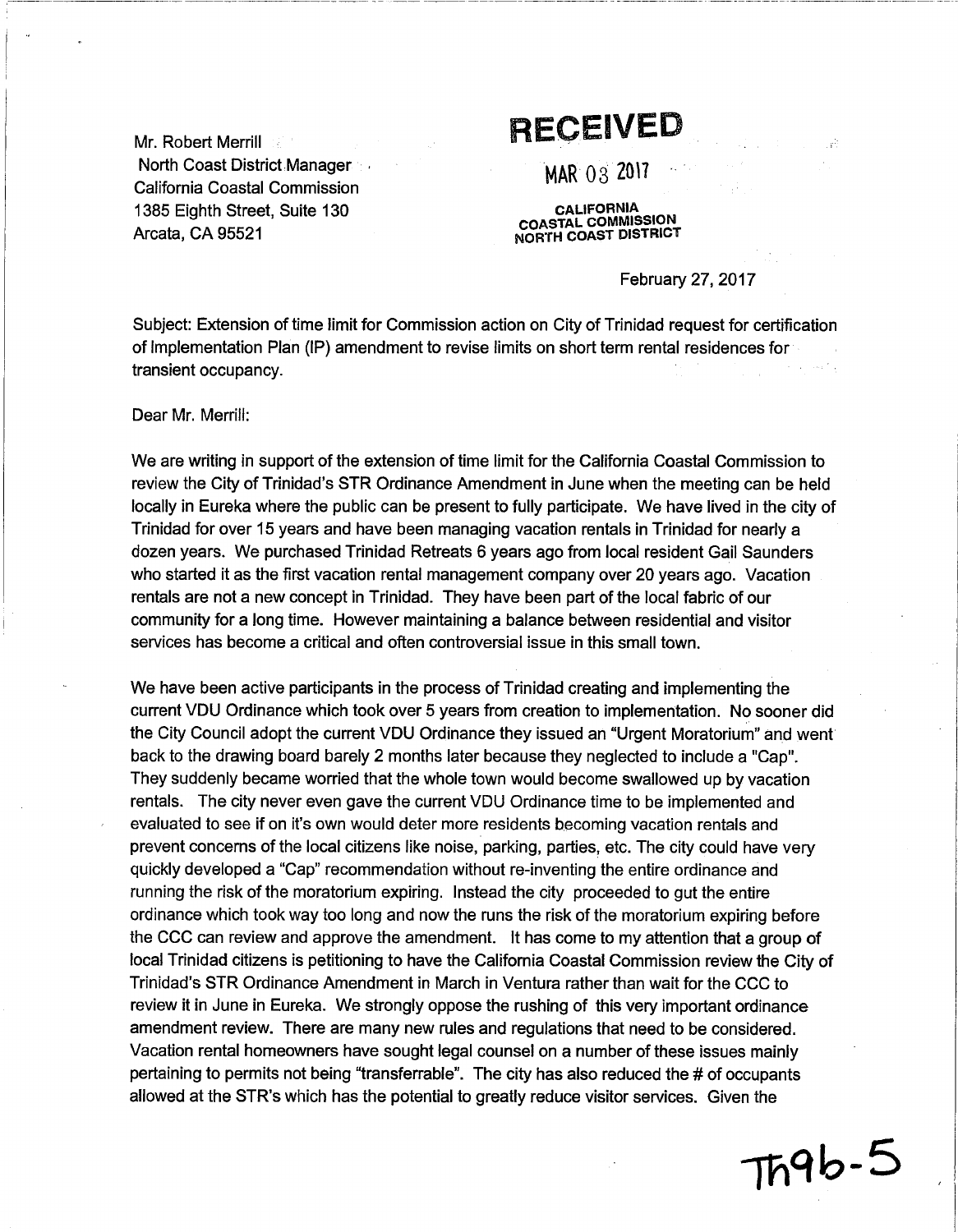Mr. Robert Merrill
North Coast District Manager
California Coastal Commission
1385 Eighth Street, Suite 130
Arcata, CA 95521

**RECEIVED**

MAR 03 2017

CALIFORNIA
COASTAL COMMISSION
NORTH COAST DISTRICT

February 27, 2017

Subject: Extension of time limit for Commission action on City of Trinidad request for certification of Implementation Plan (IP) amendment to revise limits on short term rental residences for transient occupancy.

Dear Mr. Merrill:

We are writing in support of the extension of time limit for the California Coastal Commission to review the City of Trinidad's STR Ordinance Amendment in June when the meeting can be held locally in Eureka where the public can be present to fully participate. We have lived in the city of Trinidad for over 15 years and have been managing vacation rentals in Trinidad for nearly a dozen years. We purchased Trinidad Retreats 6 years ago from local resident Gail Saunders who started it as the first vacation rental management company over 20 years ago. Vacation rentals are not a new concept in Trinidad. They have been part of the local fabric of our community for a long time. However maintaining a balance between residential and visitor services has become a critical and often controversial issue in this small town.

We have been active participants in the process of Trinidad creating and implementing the current VDU Ordinance which took over 5 years from creation to implementation. No sooner did the City Council adopt the current VDU Ordinance they issued an "Urgent Moratorium" and went back to the drawing board barely 2 months later because they neglected to include a "Cap". They suddenly became worried that the whole town would become swallowed up by vacation rentals. The city never even gave the current VDU Ordinance time to be implemented and evaluated to see if on it's own would deter more residents becoming vacation rentals and prevent concerns of the local citizens like noise, parking, parties, etc. The city could have very quickly developed a "Cap" recommendation without re-inventing the entire ordinance and running the risk of the moratorium expiring. Instead the city proceeded to gut the entire ordinance which took way too long and now the runs the risk of the moratorium expiring before the CCC can review and approve the amendment. It has come to my attention that a group of local Trinidad citizens is petitioning to have the California Coastal Commission review the City of Trinidad's STR Ordinance Amendment in March in Ventura rather than wait for the CCC to review it in June in Eureka. We strongly oppose the rushing of this very important ordinance amendment review. There are many new rules and regulations that need to be considered. Vacation rental homeowners have sought legal counsel on a number of these issues mainly pertaining to permits not being "transferrable". The city has also reduced the # of occupants allowed at the STR's which has the potential to greatly reduce visitor services. Given the

Th9b-5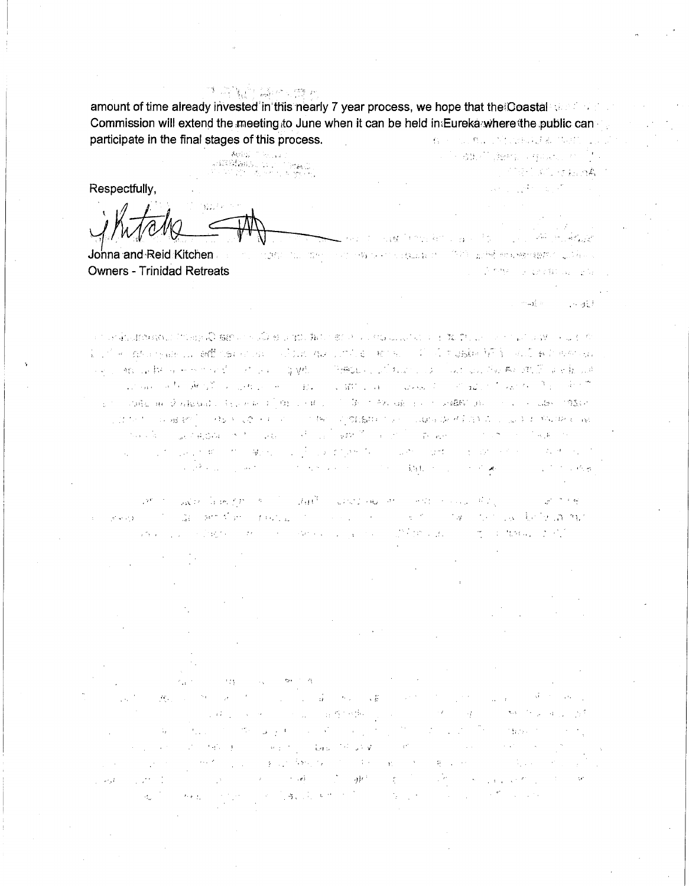amount of time already invested in this nearly 7 year process, we hope that the Coastal Commission will extend the meeting to June when it can be held in Eureka where the public can participate in the final stages of this process.

Respectfully,

Jonna and Reid Kitchen
Owners - Trinidad Retreats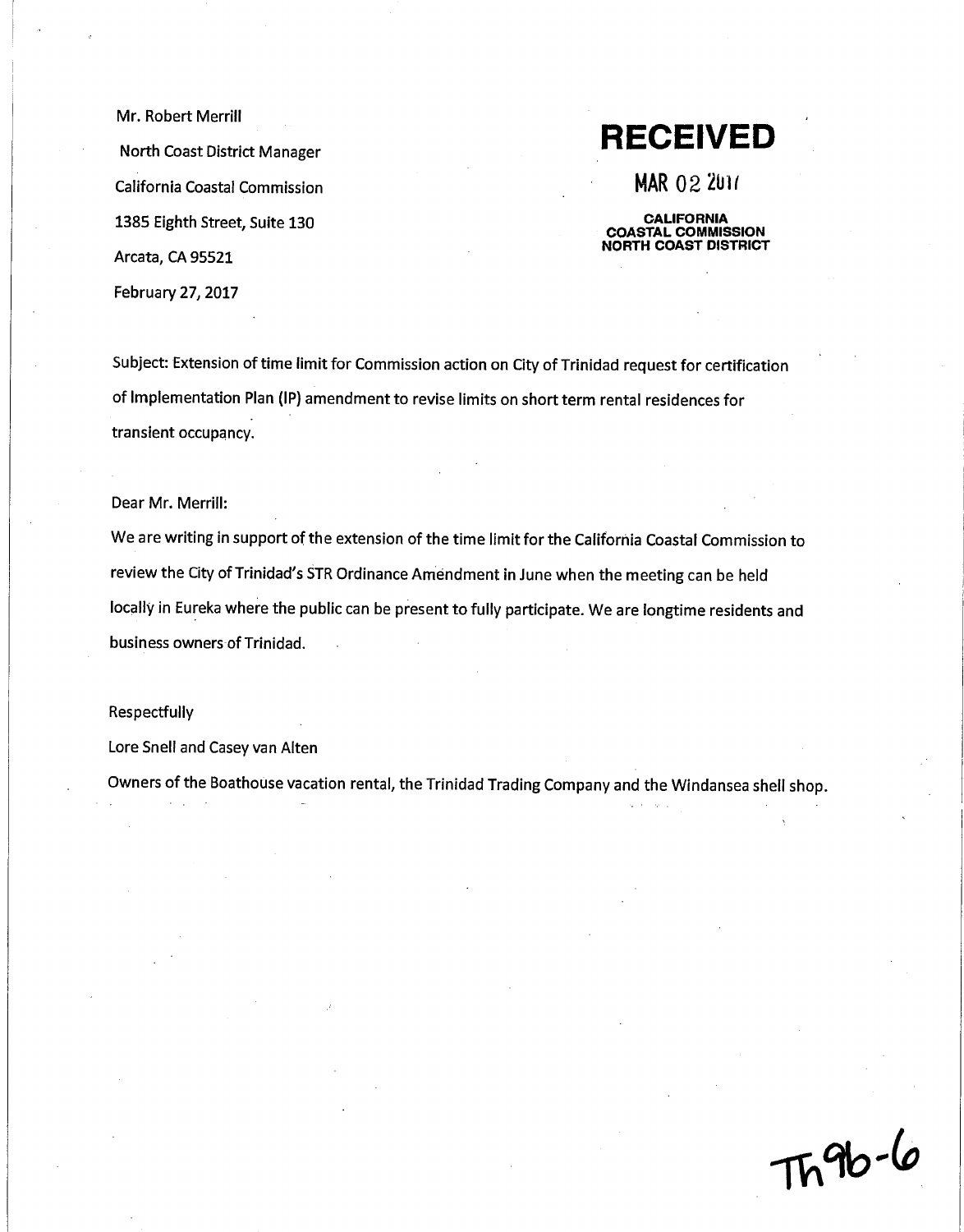Mr. Robert Merrill

North Coast District Manager

California Coastal Commission

1385 Eighth Street, Suite 130

Arcata, CA 95521

February 27, 2017

**RECEIVED**

**MAR 02 2017**

**CALIFORNIA COASTAL COMMISSION NORTH COAST DISTRICT**

Subject: Extension of time limit for Commission action on City of Trinidad request for certification of Implementation Plan (IP) amendment to revise limits on short term rental residences for transient occupancy.

Dear Mr. Merrill:

We are writing in support of the extension of the time limit for the California Coastal Commission to review the City of Trinidad's STR Ordinance Amendment in June when the meeting can be held locally in Eureka where the public can be present to fully participate. We are longtime residents and business owners of Trinidad.

Respectfully

Lore Snell and Casey van Alten

Owners of the Boathouse vacation rental, the Trinidad Trading Company and the Windansea shell shop.

Th9b-6